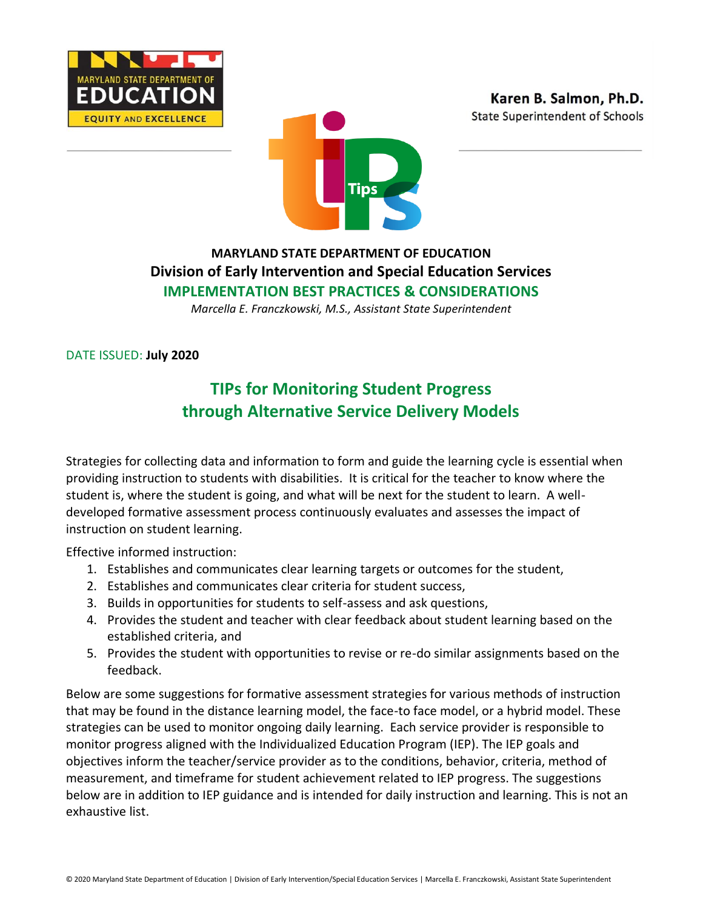Karen B. Salmon, Ph.D.
State Superintendent of Schools

**MARYLAND STATE DEPARTMENT OF EDUCATION**
**Division of Early Intervention and Special Education Services**
**IMPLEMENTATION BEST PRACTICES & CONSIDERATIONS**
*Marcella E. Franczkowski, M.S., Assistant State Superintendent*

DATE ISSUED: **July 2020**

# TIPs for Monitoring Student Progress through Alternative Service Delivery Models

Strategies for collecting data and information to form and guide the learning cycle is essential when providing instruction to students with disabilities. It is critical for the teacher to know where the student is, where the student is going, and what will be next for the student to learn. A well-developed formative assessment process continuously evaluates and assesses the impact of instruction on student learning.

Effective informed instruction:

1. Establishes and communicates clear learning targets or outcomes for the student,
2. Establishes and communicates clear criteria for student success,
3. Builds in opportunities for students to self-assess and ask questions,
4. Provides the student and teacher with clear feedback about student learning based on the established criteria, and
5. Provides the student with opportunities to revise or re-do similar assignments based on the feedback.

Below are some suggestions for formative assessment strategies for various methods of instruction that may be found in the distance learning model, the face-to face model, or a hybrid model. These strategies can be used to monitor ongoing daily learning. Each service provider is responsible to monitor progress aligned with the Individualized Education Program (IEP). The IEP goals and objectives inform the teacher/service provider as to the conditions, behavior, criteria, method of measurement, and timeframe for student achievement related to IEP progress. The suggestions below are in addition to IEP guidance and is intended for daily instruction and learning. This is not an exhaustive list.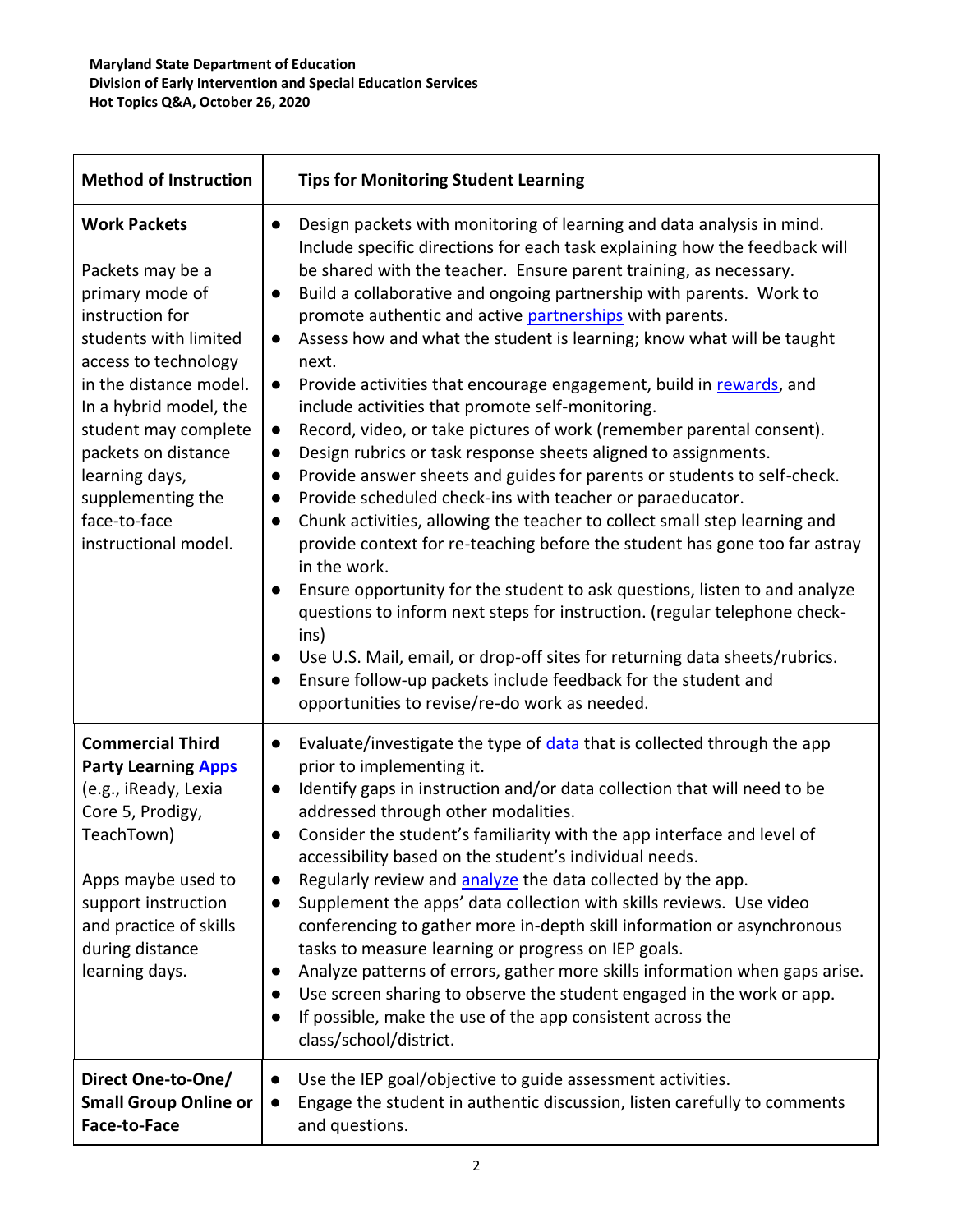| Method of Instruction | Tips for Monitoring Student Learning |
|---|---|
| **Work Packets**<br><br>Packets may be a primary mode of instruction for students with limited access to technology in the distance model. In a hybrid model, the student may complete packets on distance learning days, supplementing the face-to-face instructional model. | • Design packets with monitoring of learning and data analysis in mind. Include specific directions for each task explaining how the feedback will be shared with the teacher. Ensure parent training, as necessary.<br>• Build a collaborative and ongoing partnership with parents. Work to promote authentic and active partnerships with parents.<br>• Assess how and what the student is learning; know what will be taught next.<br>• Provide activities that encourage engagement, build in rewards, and include activities that promote self-monitoring.<br>• Record, video, or take pictures of work (remember parental consent).<br>• Design rubrics or task response sheets aligned to assignments.<br>• Provide answer sheets and guides for parents or students to self-check.<br>• Provide scheduled check-ins with teacher or paraeducator.<br>• Chunk activities, allowing the teacher to collect small step learning and provide context for re-teaching before the student has gone too far astray in the work.<br>• Ensure opportunity for the student to ask questions, listen to and analyze questions to inform next steps for instruction. (regular telephone check-ins)<br>• Use U.S. Mail, email, or drop-off sites for returning data sheets/rubrics.<br>• Ensure follow-up packets include feedback for the student and opportunities to revise/re-do work as needed. |
| **Commercial Third Party Learning Apps** (e.g., iReady, Lexia Core 5, Prodigy, TeachTown)<br><br>Apps maybe used to support instruction and practice of skills during distance learning days. | • Evaluate/investigate the type of data that is collected through the app prior to implementing it.<br>• Identify gaps in instruction and/or data collection that will need to be addressed through other modalities.<br>• Consider the student's familiarity with the app interface and level of accessibility based on the student's individual needs.<br>• Regularly review and analyze the data collected by the app.<br>• Supplement the apps' data collection with skills reviews. Use video conferencing to gather more in-depth skill information or asynchronous tasks to measure learning or progress on IEP goals.<br>• Analyze patterns of errors, gather more skills information when gaps arise.<br>• Use screen sharing to observe the student engaged in the work or app.<br>• If possible, make the use of the app consistent across the class/school/district. |
| **Direct One-to-One/ Small Group Online or Face-to-Face** | • Use the IEP goal/objective to guide assessment activities.<br>• Engage the student in authentic discussion, listen carefully to comments and questions. |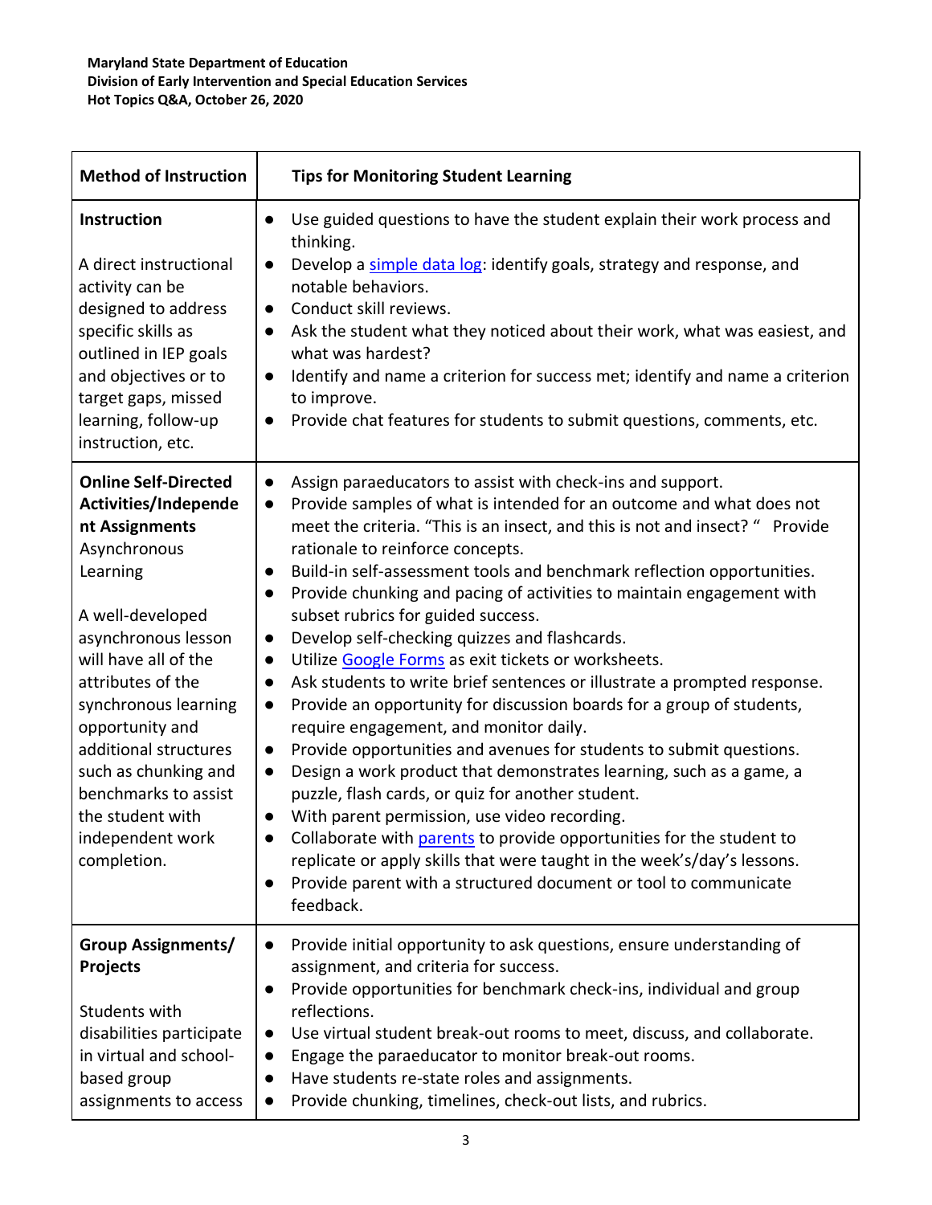| Method of Instruction | Tips for Monitoring Student Learning |
|---|---|
| **Instruction**<br><br>A direct instructional activity can be designed to address specific skills as outlined in IEP goals and objectives or to target gaps, missed learning, follow-up instruction, etc. | • Use guided questions to have the student explain their work process and thinking.<br>• Develop a [simple data log](): identify goals, strategy and response, and notable behaviors.<br>• Conduct skill reviews.<br>• Ask the student what they noticed about their work, what was easiest, and what was hardest?<br>• Identify and name a criterion for success met; identify and name a criterion to improve.<br>• Provide chat features for students to submit questions, comments, etc. |
| **Online Self-Directed Activities/Independent Assignments**<br>Asynchronous Learning<br><br>A well-developed asynchronous lesson will have all of the attributes of the synchronous learning opportunity and additional structures such as chunking and benchmarks to assist the student with independent work completion. | • Assign paraeducators to assist with check-ins and support.<br>• Provide samples of what is intended for an outcome and what does not meet the criteria. "This is an insect, and this is not and insect? " Provide rationale to reinforce concepts.<br>• Build-in self-assessment tools and benchmark reflection opportunities.<br>• Provide chunking and pacing of activities to maintain engagement with subset rubrics for guided success.<br>• Develop self-checking quizzes and flashcards.<br>• Utilize [Google Forms]() as exit tickets or worksheets.<br>• Ask students to write brief sentences or illustrate a prompted response.<br>• Provide an opportunity for discussion boards for a group of students, require engagement, and monitor daily.<br>• Provide opportunities and avenues for students to submit questions.<br>• Design a work product that demonstrates learning, such as a game, a puzzle, flash cards, or quiz for another student.<br>• With parent permission, use video recording.<br>• Collaborate with [parents]() to provide opportunities for the student to replicate or apply skills that were taught in the week's/day's lessons.<br>• Provide parent with a structured document or tool to communicate feedback. |
| **Group Assignments/ Projects**<br><br>Students with disabilities participate in virtual and school-based group assignments to access | • Provide initial opportunity to ask questions, ensure understanding of assignment, and criteria for success.<br>• Provide opportunities for benchmark check-ins, individual and group reflections.<br>• Use virtual student break-out rooms to meet, discuss, and collaborate.<br>• Engage the paraeducator to monitor break-out rooms.<br>• Have students re-state roles and assignments.<br>• Provide chunking, timelines, check-out lists, and rubrics. |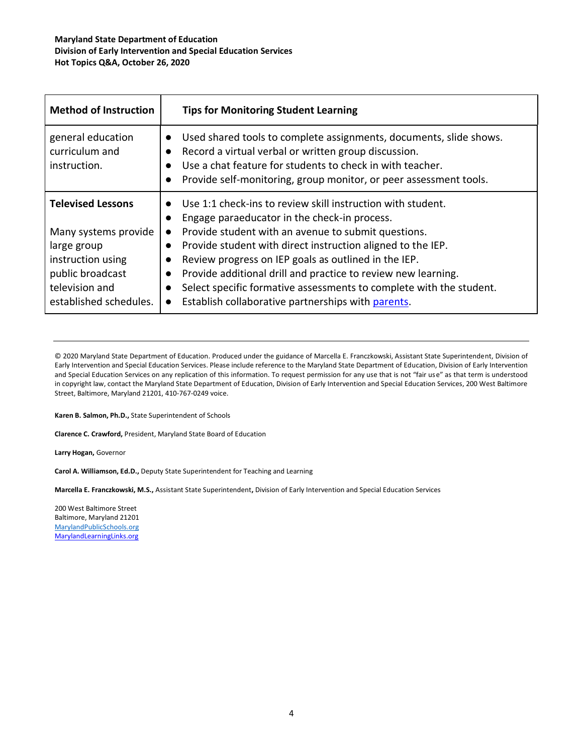| Method of Instruction | Tips for Monitoring Student Learning |
|---|---|
| general education curriculum and instruction. | ● Used shared tools to complete assignments, documents, slide shows.<br>● Record a virtual verbal or written group discussion.<br>● Use a chat feature for students to check in with teacher.<br>● Provide self-monitoring, group monitor, or peer assessment tools. |
| **Televised Lessons**<br><br>Many systems provide large group instruction using public broadcast television and established schedules. | ● Use 1:1 check-ins to review skill instruction with student.<br>● Engage paraeducator in the check-in process.<br>● Provide student with an avenue to submit questions.<br>● Provide student with direct instruction aligned to the IEP.<br>● Review progress on IEP goals as outlined in the IEP.<br>● Provide additional drill and practice to review new learning.<br>● Select specific formative assessments to complete with the student.<br>● Establish collaborative partnerships with [parents](). |

---

© 2020 Maryland State Department of Education. Produced under the guidance of Marcella E. Franczkowski, Assistant State Superintendent, Division of Early Intervention and Special Education Services. Please include reference to the Maryland State Department of Education, Division of Early Intervention and Special Education Services on any replication of this information. To request permission for any use that is not "fair use" as that term is understood in copyright law, contact the Maryland State Department of Education, Division of Early Intervention and Special Education Services, 200 West Baltimore Street, Baltimore, Maryland 21201, 410-767-0249 voice.

**Karen B. Salmon, Ph.D.,** State Superintendent of Schools

**Clarence C. Crawford,** President, Maryland State Board of Education

**Larry Hogan,** Governor

**Carol A. Williamson, Ed.D.,** Deputy State Superintendent for Teaching and Learning

**Marcella E. Franczkowski, M.S.,** Assistant State Superintendent**,** Division of Early Intervention and Special Education Services

200 West Baltimore Street
Baltimore, Maryland 21201
[MarylandPublicSchools.org]()
[MarylandLearningLinks.org]()